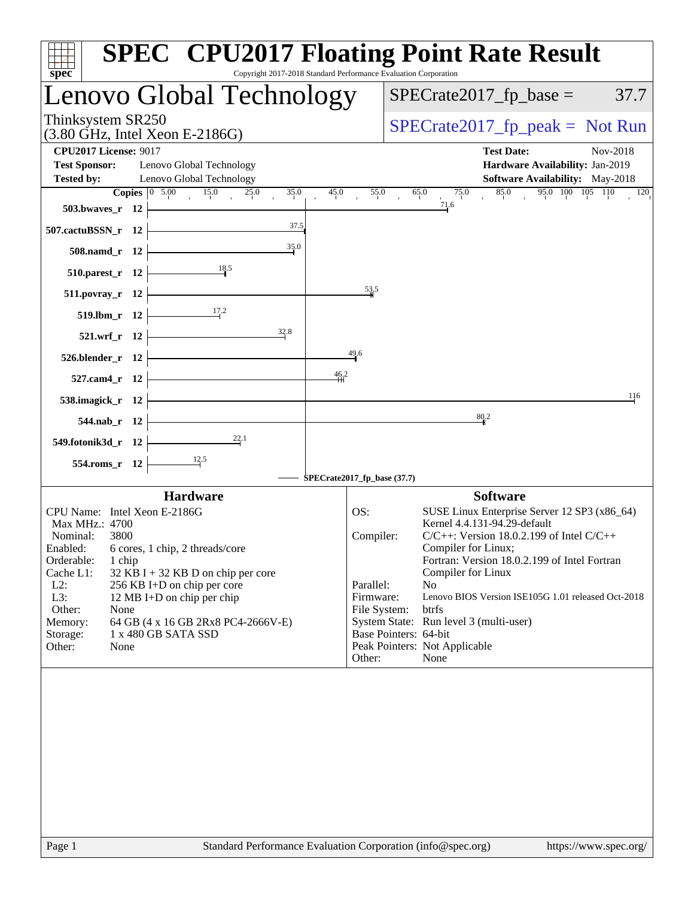# SPEC CPU2017 Floating Point Rate Result

Copyright 2017-2018 Standard Performance Evaluation Corporation

## Lenovo Global Technology

Thinksystem SR250
(3.80 GHz, Intel Xeon E-2186G)

SPECrate2017_fp_base = 37.7

SPECrate2017_fp_peak = Not Run

**CPU2017 License:** 9017
**Test Sponsor:** Lenovo Global Technology
**Tested by:** Lenovo Global Technology

**Test Date:** Nov-2018
**Hardware Availability:** Jan-2019
**Software Availability:** May-2018

| Benchmark | Copies | Base Ratio |
|---|---|---|
| 503.bwaves_r | 12 | 71.6 |
| 507.cactuBSSN_r | 12 | 37.5 |
| 508.namd_r | 12 | 35.0 |
| 510.parest_r | 12 | 18.5 |
| 511.povray_r | 12 | 53.5 |
| 519.lbm_r | 12 | 17.2 |
| 521.wrf_r | 12 | 32.8 |
| 526.blender_r | 12 | 49.6 |
| 527.cam4_r | 12 | 46.2 |
| 538.imagick_r | 12 | 116 |
| 544.nab_r | 12 | 80.2 |
| 549.fotonik3d_r | 12 | 22.1 |
| 554.roms_r | 12 | 12.5 |

SPECrate2017_fp_base (37.7)

### Hardware

- **CPU Name:** Intel Xeon E-2186G
- **Max MHz.:** 4700
- **Nominal:** 3800
- **Enabled:** 6 cores, 1 chip, 2 threads/core
- **Orderable:** 1 chip
- **Cache L1:** 32 KB I + 32 KB D on chip per core
- **L2:** 256 KB I+D on chip per core
- **L3:** 12 MB I+D on chip per chip
- **Other:** None
- **Memory:** 64 GB (4 x 16 GB 2Rx8 PC4-2666V-E)
- **Storage:** 1 x 480 GB SATA SSD
- **Other:** None

### Software

- **OS:** SUSE Linux Enterprise Server 12 SP3 (x86_64) Kernel 4.4.131-94.29-default
- **Compiler:** C/C++: Version 18.0.2.199 of Intel C/C++ Compiler for Linux; Fortran: Version 18.0.2.199 of Intel Fortran Compiler for Linux
- **Parallel:** No
- **Firmware:** Lenovo BIOS Version ISE105G 1.01 released Oct-2018
- **File System:** btrfs
- **System State:** Run level 3 (multi-user)
- **Base Pointers:** 64-bit
- **Peak Pointers:** Not Applicable
- **Other:** None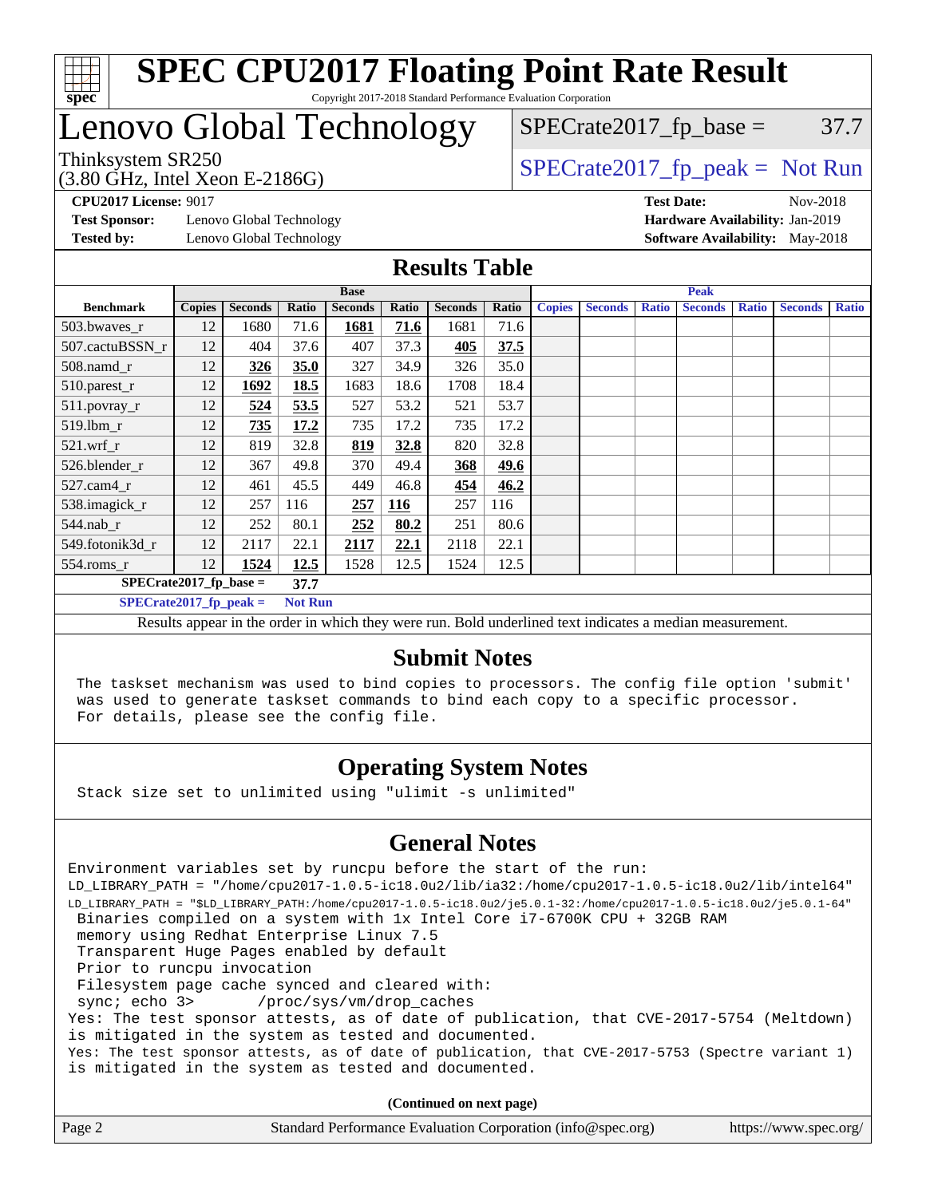# SPEC CPU2017 Floating Point Rate Result

Copyright 2017-2018 Standard Performance Evaluation Corporation

# Lenovo Global Technology

Thinksystem SR250
(3.80 GHz, Intel Xeon E-2186G)

SPECrate2017_fp_base = 37.7

SPECrate2017_fp_peak = Not Run

**CPU2017 License:** 9017
**Test Sponsor:** Lenovo Global Technology
**Tested by:** Lenovo Global Technology

**Test Date:** Nov-2018
**Hardware Availability:** Jan-2019
**Software Availability:** May-2018

## Results Table

| | Base | | | | | | | Peak | | | | | | |
|---|---|---|---|---|---|---|---|---|---|---|---|---|---|---|
| **Benchmark** | **Copies** | **Seconds** | **Ratio** | **Seconds** | **Ratio** | **Seconds** | **Ratio** | **Copies** | **Seconds** | **Ratio** | **Seconds** | **Ratio** | **Seconds** | **Ratio** |
| 503.bwaves_r | 12 | 1680 | 71.6 | **1681** | **71.6** | 1681 | 71.6 | | | | | | | |
| 507.cactuBSSN_r | 12 | 404 | 37.6 | 407 | 37.3 | **405** | **37.5** | | | | | | | |
| 508.namd_r | 12 | **326** | **35.0** | 327 | 34.9 | 326 | 35.0 | | | | | | | |
| 510.parest_r | 12 | **1692** | **18.5** | 1683 | 18.6 | 1708 | 18.4 | | | | | | | |
| 511.povray_r | 12 | **524** | **53.5** | 527 | 53.2 | 521 | 53.7 | | | | | | | |
| 519.lbm_r | 12 | **735** | **17.2** | 735 | 17.2 | 735 | 17.2 | | | | | | | |
| 521.wrf_r | 12 | 819 | 32.8 | **819** | **32.8** | 820 | 32.8 | | | | | | | |
| 526.blender_r | 12 | 367 | 49.8 | 370 | 49.4 | **368** | **49.6** | | | | | | | |
| 527.cam4_r | 12 | 461 | 45.5 | 449 | 46.8 | **454** | **46.2** | | | | | | | |
| 538.imagick_r | 12 | 257 | 116 | **257** | **116** | 257 | 116 | | | | | | | |
| 544.nab_r | 12 | 252 | 80.1 | **252** | **80.2** | 251 | 80.6 | | | | | | | |
| 549.fotonik3d_r | 12 | 2117 | 22.1 | **2117** | **22.1** | 2118 | 22.1 | | | | | | | |
| 554.roms_r | 12 | **1524** | **12.5** | 1528 | 12.5 | 1524 | 12.5 | | | | | | | |

**SPECrate2017_fp_base = 37.7**

**SPECrate2017_fp_peak = Not Run**

Results appear in the order in which they were run. Bold underlined text indicates a median measurement.

## Submit Notes

```
The taskset mechanism was used to bind copies to processors. The config file option 'submit'
was used to generate taskset commands to bind each copy to a specific processor.
For details, please see the config file.
```

## Operating System Notes

```
Stack size set to unlimited using "ulimit -s unlimited"
```

## General Notes

```
Environment variables set by runcpu before the start of the run:
LD_LIBRARY_PATH = "/home/cpu2017-1.0.5-ic18.0u2/lib/ia32:/home/cpu2017-1.0.5-ic18.0u2/lib/intel64"
LD_LIBRARY_PATH = "$LD_LIBRARY_PATH:/home/cpu2017-1.0.5-ic18.0u2/je5.0.1-32:/home/cpu2017-1.0.5-ic18.0u2/je5.0.1-64"
 Binaries compiled on a system with 1x Intel Core i7-6700K CPU + 32GB RAM
 memory using Redhat Enterprise Linux 7.5
 Transparent Huge Pages enabled by default
 Prior to runcpu invocation
 Filesystem page cache synced and cleared with:
 sync; echo 3>       /proc/sys/vm/drop_caches
Yes: The test sponsor attests, as of date of publication, that CVE-2017-5754 (Meltdown)
is mitigated in the system as tested and documented.
Yes: The test sponsor attests, as of date of publication, that CVE-2017-5753 (Spectre variant 1)
is mitigated in the system as tested and documented.
```

**(Continued on next page)**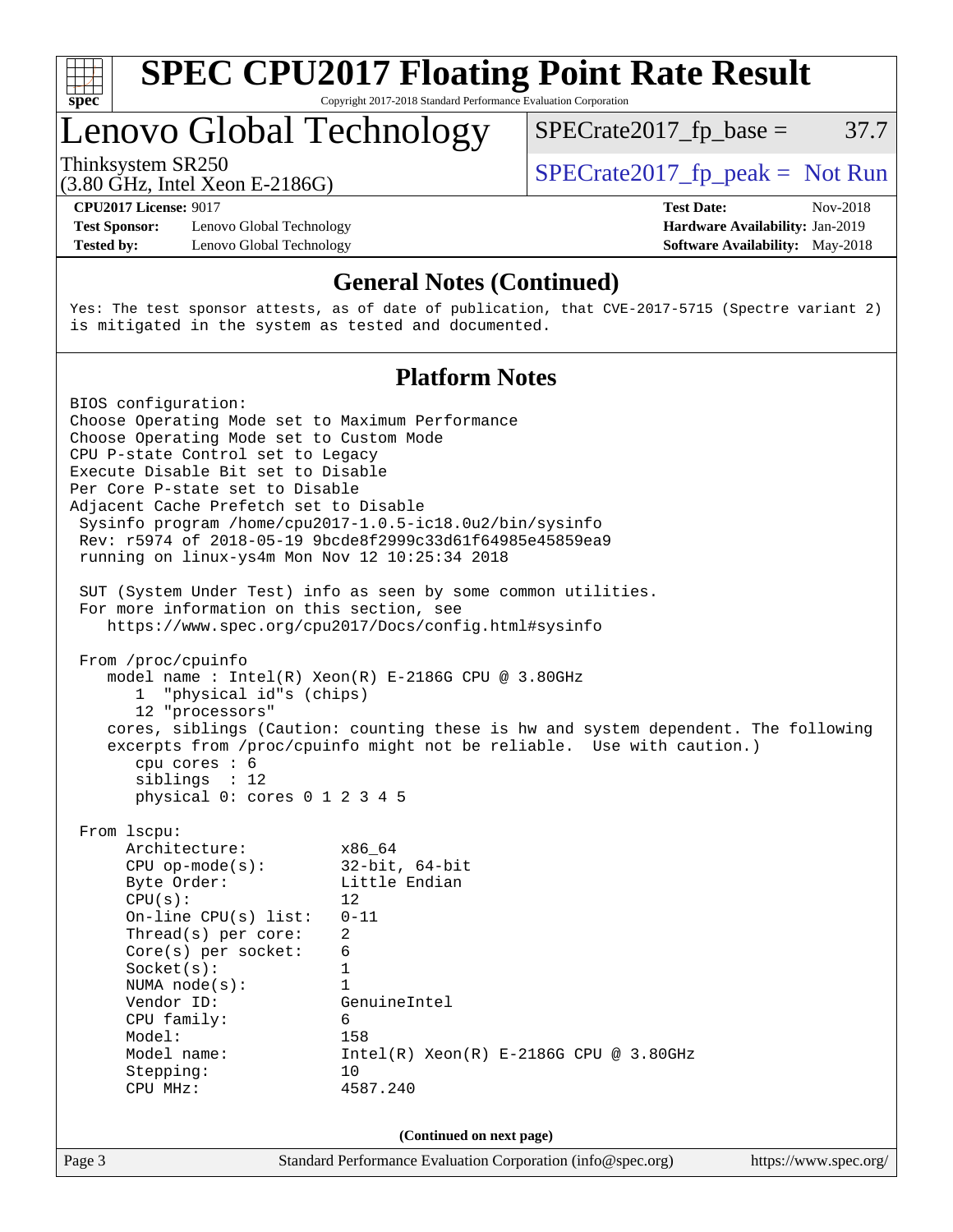# SPEC CPU2017 Floating Point Rate Result

Copyright 2017-2018 Standard Performance Evaluation Corporation

## Lenovo Global Technology

Thinksystem SR250
(3.80 GHz, Intel Xeon E-2186G)

SPECrate2017_fp_base = 37.7

SPECrate2017_fp_peak = Not Run

**CPU2017 License:** 9017
**Test Sponsor:** Lenovo Global Technology
**Tested by:** Lenovo Global Technology

**Test Date:** Nov-2018
**Hardware Availability:** Jan-2019
**Software Availability:** May-2018

### General Notes (Continued)

```
Yes: The test sponsor attests, as of date of publication, that CVE-2017-5715 (Spectre variant 2)
is mitigated in the system as tested and documented.
```

### Platform Notes

```
BIOS configuration:
Choose Operating Mode set to Maximum Performance
Choose Operating Mode set to Custom Mode
CPU P-state Control set to Legacy
Execute Disable Bit set to Disable
Per Core P-state set to Disable
Adjacent Cache Prefetch set to Disable
 Sysinfo program /home/cpu2017-1.0.5-ic18.0u2/bin/sysinfo
 Rev: r5974 of 2018-05-19 9bcde8f2999c33d61f64985e45859ea9
 running on linux-ys4m Mon Nov 12 10:25:34 2018

 SUT (System Under Test) info as seen by some common utilities.
 For more information on this section, see
    https://www.spec.org/cpu2017/Docs/config.html#sysinfo

 From /proc/cpuinfo
    model name : Intel(R) Xeon(R) E-2186G CPU @ 3.80GHz
       1  "physical id"s (chips)
       12 "processors"
    cores, siblings (Caution: counting these is hw and system dependent. The following
    excerpts from /proc/cpuinfo might not be reliable.  Use with caution.)
       cpu cores : 6
       siblings  : 12
       physical 0: cores 0 1 2 3 4 5

 From lscpu:
      Architecture:          x86_64
      CPU op-mode(s):        32-bit, 64-bit
      Byte Order:            Little Endian
      CPU(s):                12
      On-line CPU(s) list:   0-11
      Thread(s) per core:    2
      Core(s) per socket:    6
      Socket(s):             1
      NUMA node(s):          1
      Vendor ID:             GenuineIntel
      CPU family:            6
      Model:                 158
      Model name:            Intel(R) Xeon(R) E-2186G CPU @ 3.80GHz
      Stepping:              10
      CPU MHz:               4587.240
```

(Continued on next page)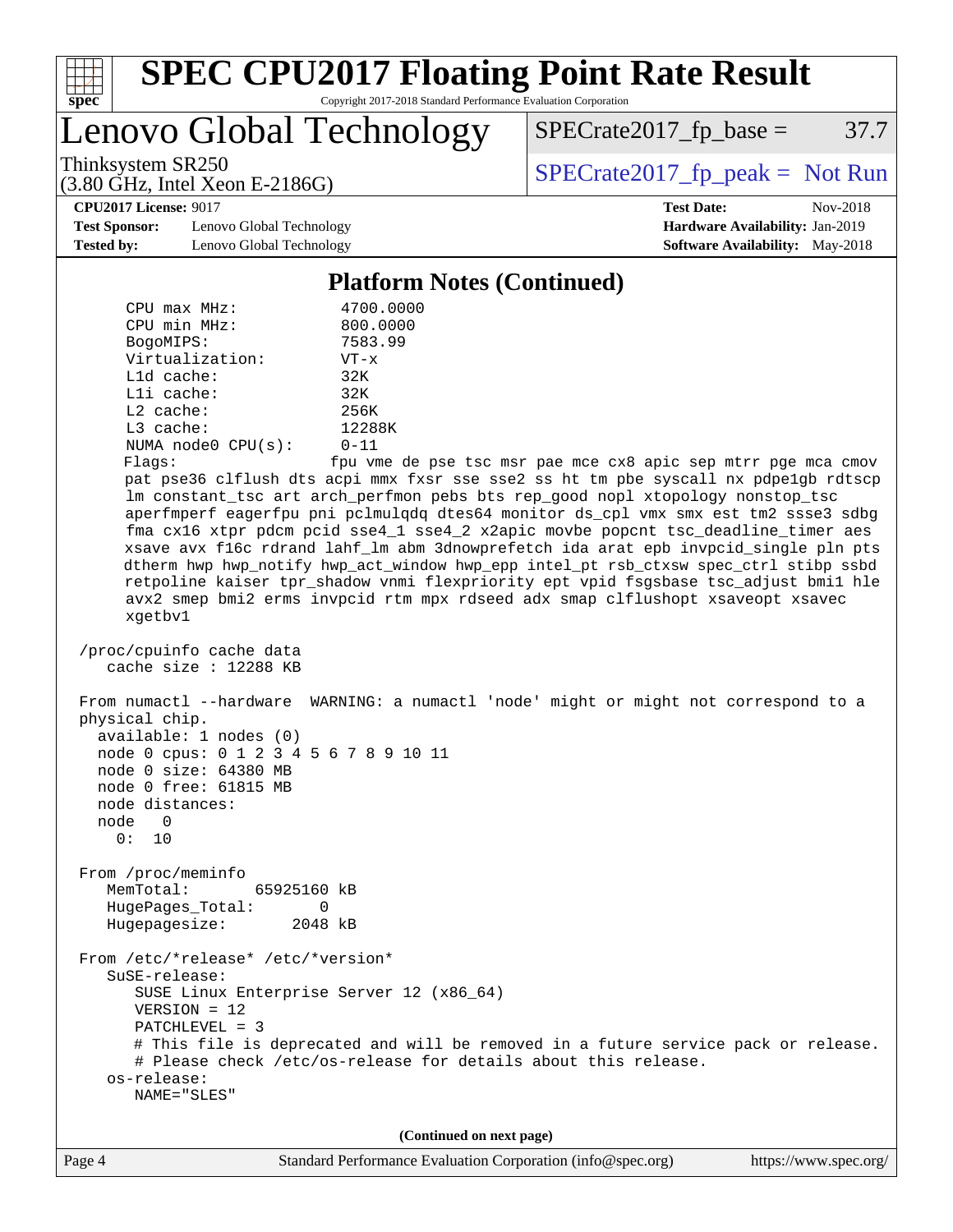## Platform Notes (Continued)

```
    CPU max MHz:           4700.0000
    CPU min MHz:           800.0000
    BogoMIPS:              7583.99
    Virtualization:        VT-x
    L1d cache:             32K
    L1i cache:             32K
    L2 cache:              256K
    L3 cache:              12288K
    NUMA node0 CPU(s):     0-11
    Flags:                 fpu vme de pse tsc msr pae mce cx8 apic sep mtrr pge mca cmov
    pat pse36 clflush dts acpi mmx fxsr sse sse2 ss ht tm pbe syscall nx pdpe1gb rdtscp
    lm constant_tsc art arch_perfmon pebs bts rep_good nopl xtopology nonstop_tsc
    aperfmperf eagerfpu pni pclmulqdq dtes64 monitor ds_cpl vmx smx est tm2 ssse3 sdbg
    fma cx16 xtpr pdcm pcid sse4_1 sse4_2 x2apic movbe popcnt tsc_deadline_timer aes
    xsave avx f16c rdrand lahf_lm abm 3dnowprefetch ida arat epb invpcid_single pln pts
    dtherm hwp hwp_notify hwp_act_window hwp_epp intel_pt rsb_ctxsw spec_ctrl stibp ssbd
    retpoline kaiser tpr_shadow vnmi flexpriority ept vpid fsgsbase tsc_adjust bmi1 hle
    avx2 smep bmi2 erms invpcid rtm mpx rdseed adx smap clflushopt xsaveopt xsavec
    xgetbv1

 /proc/cpuinfo cache data
    cache size : 12288 KB

 From numactl --hardware  WARNING: a numactl 'node' might or might not correspond to a
 physical chip.
   available: 1 nodes (0)
   node 0 cpus: 0 1 2 3 4 5 6 7 8 9 10 11
   node 0 size: 64380 MB
   node 0 free: 61815 MB
   node distances:
   node   0
     0:  10

 From /proc/meminfo
    MemTotal:       65925160 kB
    HugePages_Total:       0
    Hugepagesize:       2048 kB

 From /etc/*release* /etc/*version*
    SuSE-release:
       SUSE Linux Enterprise Server 12 (x86_64)
       VERSION = 12
       PATCHLEVEL = 3
       # This file is deprecated and will be removed in a future service pack or release.
       # Please check /etc/os-release for details about this release.
    os-release:
       NAME="SLES"
```

(Continued on next page)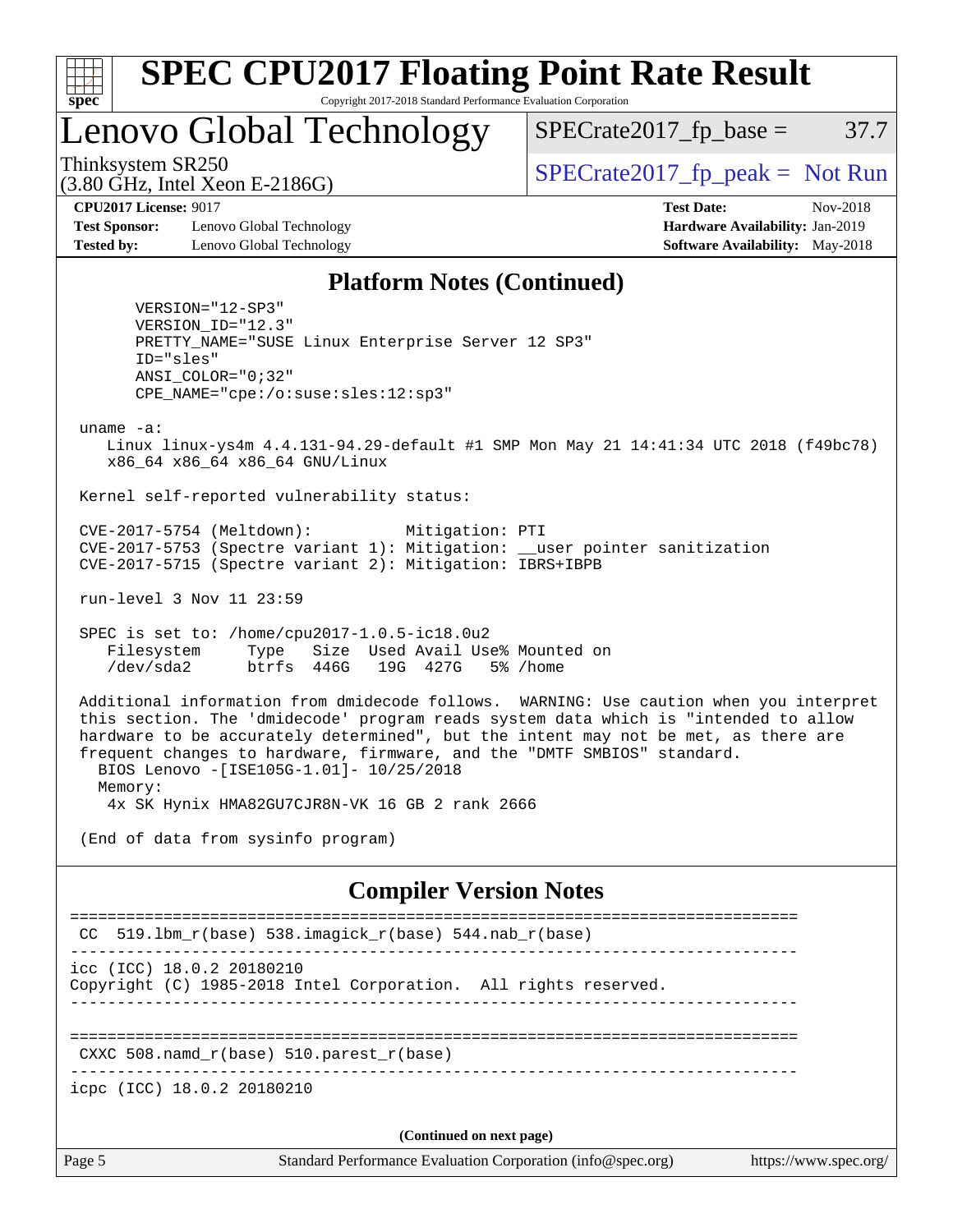## Platform Notes (Continued)

```
       VERSION="12-SP3"
       VERSION_ID="12.3"
       PRETTY_NAME="SUSE Linux Enterprise Server 12 SP3"
       ID="sles"
       ANSI_COLOR="0;32"
       CPE_NAME="cpe:/o:suse:sles:12:sp3"

 uname -a:
    Linux linux-ys4m 4.4.131-94.29-default #1 SMP Mon May 21 14:41:34 UTC 2018 (f49bc78)
    x86_64 x86_64 x86_64 GNU/Linux

 Kernel self-reported vulnerability status:

 CVE-2017-5754 (Meltdown):          Mitigation: PTI
 CVE-2017-5753 (Spectre variant 1): Mitigation: __user pointer sanitization
 CVE-2017-5715 (Spectre variant 2): Mitigation: IBRS+IBPB

 run-level 3 Nov 11 23:59

 SPEC is set to: /home/cpu2017-1.0.5-ic18.0u2
    Filesystem     Type   Size  Used Avail Use% Mounted on
    /dev/sda2      btrfs  446G   19G  427G   5% /home

 Additional information from dmidecode follows.  WARNING: Use caution when you interpret
 this section. The 'dmidecode' program reads system data which is "intended to allow
 hardware to be accurately determined", but the intent may not be met, as there are
 frequent changes to hardware, firmware, and the "DMTF SMBIOS" standard.
   BIOS Lenovo -[ISE105G-1.01]- 10/25/2018
   Memory:
    4x SK Hynix HMA82GU7CJR8N-VK 16 GB 2 rank 2666

 (End of data from sysinfo program)
```

## Compiler Version Notes

```
==============================================================================
 CC  519.lbm_r(base) 538.imagick_r(base) 544.nab_r(base)
------------------------------------------------------------------------------
icc (ICC) 18.0.2 20180210
Copyright (C) 1985-2018 Intel Corporation.  All rights reserved.
------------------------------------------------------------------------------

==============================================================================
 CXXC 508.namd_r(base) 510.parest_r(base)
------------------------------------------------------------------------------
icpc (ICC) 18.0.2 20180210
```

(Continued on next page)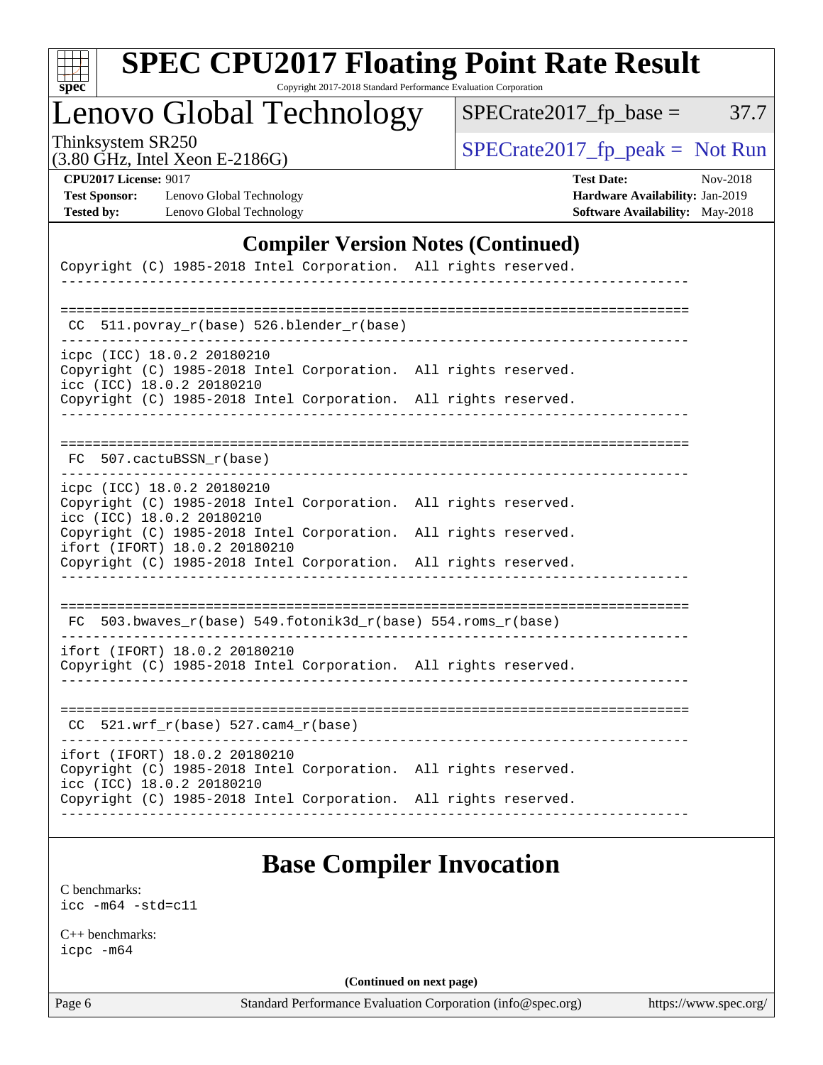## Compiler Version Notes (Continued)

```
Copyright (C) 1985-2018 Intel Corporation.  All rights reserved.
------------------------------------------------------------------------------

==============================================================================
 CC  511.povray_r(base) 526.blender_r(base)
------------------------------------------------------------------------------
icpc (ICC) 18.0.2 20180210
Copyright (C) 1985-2018 Intel Corporation.  All rights reserved.
icc (ICC) 18.0.2 20180210
Copyright (C) 1985-2018 Intel Corporation.  All rights reserved.
------------------------------------------------------------------------------

==============================================================================
 FC  507.cactuBSSN_r(base)
------------------------------------------------------------------------------
icpc (ICC) 18.0.2 20180210
Copyright (C) 1985-2018 Intel Corporation.  All rights reserved.
icc (ICC) 18.0.2 20180210
Copyright (C) 1985-2018 Intel Corporation.  All rights reserved.
ifort (IFORT) 18.0.2 20180210
Copyright (C) 1985-2018 Intel Corporation.  All rights reserved.
------------------------------------------------------------------------------

==============================================================================
 FC  503.bwaves_r(base) 549.fotonik3d_r(base) 554.roms_r(base)
------------------------------------------------------------------------------
ifort (IFORT) 18.0.2 20180210
Copyright (C) 1985-2018 Intel Corporation.  All rights reserved.
------------------------------------------------------------------------------

==============================================================================
 CC  521.wrf_r(base) 527.cam4_r(base)
------------------------------------------------------------------------------
ifort (IFORT) 18.0.2 20180210
Copyright (C) 1985-2018 Intel Corporation.  All rights reserved.
icc (ICC) 18.0.2 20180210
Copyright (C) 1985-2018 Intel Corporation.  All rights reserved.
------------------------------------------------------------------------------
```

## Base Compiler Invocation

C benchmarks:
`icc -m64 -std=c11`

C++ benchmarks:
`icpc -m64`

(Continued on next page)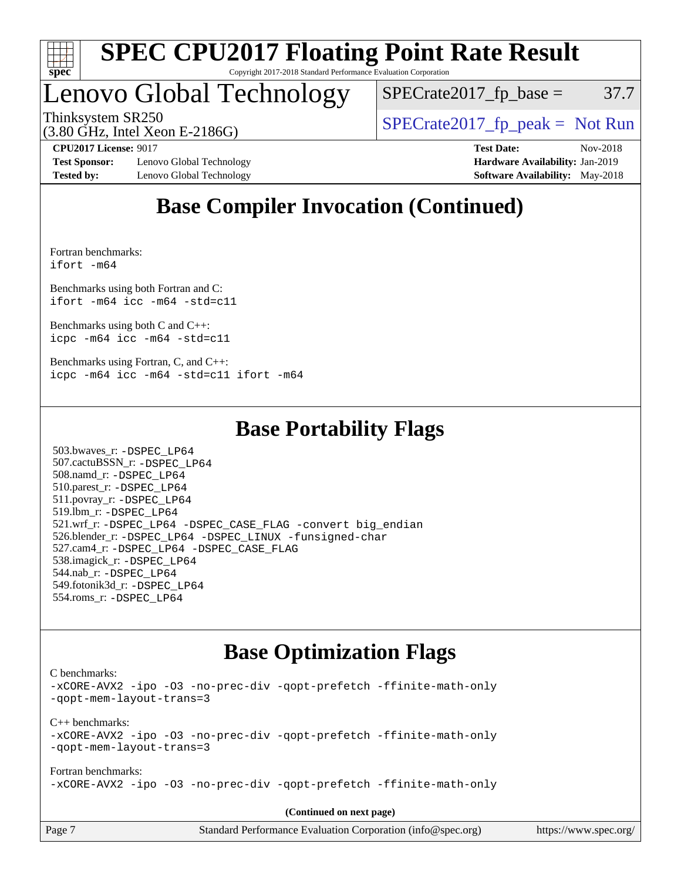## Base Compiler Invocation (Continued)

Fortran benchmarks:
ifort -m64

Benchmarks using both Fortran and C:
ifort -m64 icc -m64 -std=c11

Benchmarks using both C and C++:
icpc -m64 icc -m64 -std=c11

Benchmarks using Fortran, C, and C++:
icpc -m64 icc -m64 -std=c11 ifort -m64

## Base Portability Flags

503.bwaves_r: -DSPEC_LP64
507.cactuBSSN_r: -DSPEC_LP64
508.namd_r: -DSPEC_LP64
510.parest_r: -DSPEC_LP64
511.povray_r: -DSPEC_LP64
519.lbm_r: -DSPEC_LP64
521.wrf_r: -DSPEC_LP64 -DSPEC_CASE_FLAG -convert big_endian
526.blender_r: -DSPEC_LP64 -DSPEC_LINUX -funsigned-char
527.cam4_r: -DSPEC_LP64 -DSPEC_CASE_FLAG
538.imagick_r: -DSPEC_LP64
544.nab_r: -DSPEC_LP64
549.fotonik3d_r: -DSPEC_LP64
554.roms_r: -DSPEC_LP64

## Base Optimization Flags

C benchmarks:
-xCORE-AVX2 -ipo -O3 -no-prec-div -qopt-prefetch -ffinite-math-only
-qopt-mem-layout-trans=3

C++ benchmarks:
-xCORE-AVX2 -ipo -O3 -no-prec-div -qopt-prefetch -ffinite-math-only
-qopt-mem-layout-trans=3

Fortran benchmarks:
-xCORE-AVX2 -ipo -O3 -no-prec-div -qopt-prefetch -ffinite-math-only

**(Continued on next page)**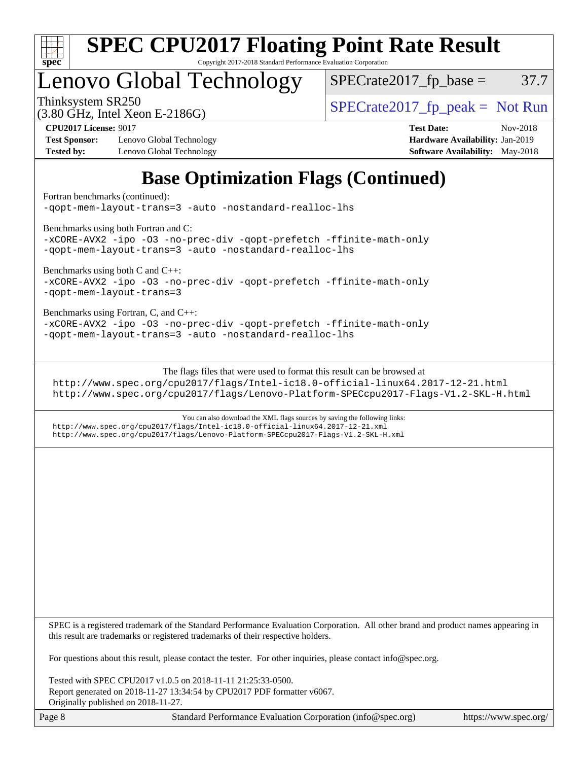# Base Optimization Flags (Continued)

Fortran benchmarks (continued):
```
-qopt-mem-layout-trans=3 -auto -nostandard-realloc-lhs
```

Benchmarks using both Fortran and C:
```
-xCORE-AVX2 -ipo -O3 -no-prec-div -qopt-prefetch -ffinite-math-only
-qopt-mem-layout-trans=3 -auto -nostandard-realloc-lhs
```

Benchmarks using both C and C++:
```
-xCORE-AVX2 -ipo -O3 -no-prec-div -qopt-prefetch -ffinite-math-only
-qopt-mem-layout-trans=3
```

Benchmarks using Fortran, C, and C++:
```
-xCORE-AVX2 -ipo -O3 -no-prec-div -qopt-prefetch -ffinite-math-only
-qopt-mem-layout-trans=3 -auto -nostandard-realloc-lhs
```

The flags files that were used to format this result can be browsed at
http://www.spec.org/cpu2017/flags/Intel-ic18.0-official-linux64.2017-12-21.html
http://www.spec.org/cpu2017/flags/Lenovo-Platform-SPECcpu2017-Flags-V1.2-SKL-H.html

You can also download the XML flags sources by saving the following links:
http://www.spec.org/cpu2017/flags/Intel-ic18.0-official-linux64.2017-12-21.xml
http://www.spec.org/cpu2017/flags/Lenovo-Platform-SPECcpu2017-Flags-V1.2-SKL-H.xml

SPEC is a registered trademark of the Standard Performance Evaluation Corporation. All other brand and product names appearing in this result are trademarks or registered trademarks of their respective holders.

For questions about this result, please contact the tester. For other inquiries, please contact info@spec.org.

Tested with SPEC CPU2017 v1.0.5 on 2018-11-11 21:25:33-0500.
Report generated on 2018-11-27 13:34:54 by CPU2017 PDF formatter v6067.
Originally published on 2018-11-27.